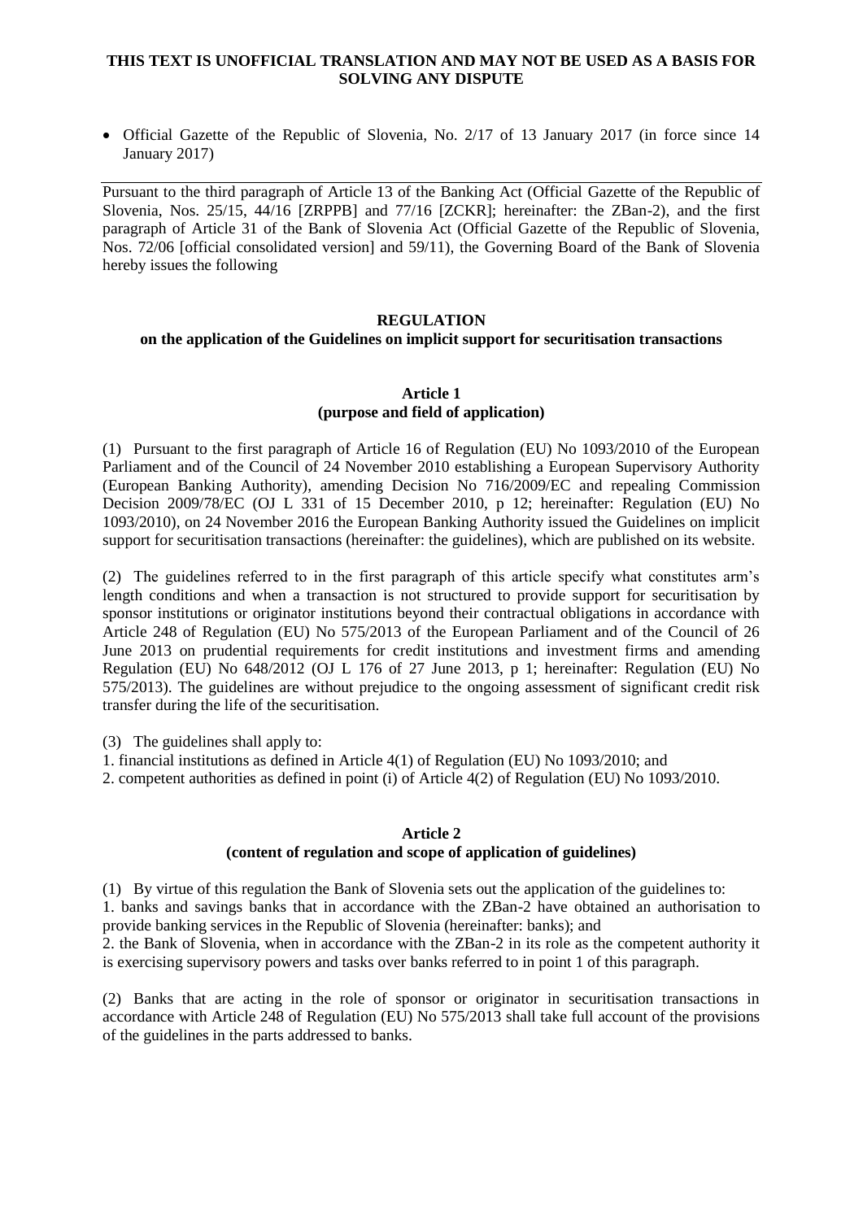**THIS TEXT IS UNOFFICIAL TRANSLATION AND MAY NOT BE USED AS A BASIS FOR SOLVING ANY DISPUTE**

- Official Gazette of the Republic of Slovenia, No. 2/17 of 13 January 2017 (in force since 14 January 2017)

---

Pursuant to the third paragraph of Article 13 of the Banking Act (Official Gazette of the Republic of Slovenia, Nos. 25/15, 44/16 [ZRPPB] and 77/16 [ZCKR]; hereinafter: the ZBan-2), and the first paragraph of Article 31 of the Bank of Slovenia Act (Official Gazette of the Republic of Slovenia, Nos. 72/06 [official consolidated version] and 59/11), the Governing Board of the Bank of Slovenia hereby issues the following

# REGULATION
## on the application of the Guidelines on implicit support for securitisation transactions

### Article 1
### (purpose and field of application)

(1) Pursuant to the first paragraph of Article 16 of Regulation (EU) No 1093/2010 of the European Parliament and of the Council of 24 November 2010 establishing a European Supervisory Authority (European Banking Authority), amending Decision No 716/2009/EC and repealing Commission Decision 2009/78/EC (OJ L 331 of 15 December 2010, p 12; hereinafter: Regulation (EU) No 1093/2010), on 24 November 2016 the European Banking Authority issued the Guidelines on implicit support for securitisation transactions (hereinafter: the guidelines), which are published on its website.

(2) The guidelines referred to in the first paragraph of this article specify what constitutes arm's length conditions and when a transaction is not structured to provide support for securitisation by sponsor institutions or originator institutions beyond their contractual obligations in accordance with Article 248 of Regulation (EU) No 575/2013 of the European Parliament and of the Council of 26 June 2013 on prudential requirements for credit institutions and investment firms and amending Regulation (EU) No 648/2012 (OJ L 176 of 27 June 2013, p 1; hereinafter: Regulation (EU) No 575/2013). The guidelines are without prejudice to the ongoing assessment of significant credit risk transfer during the life of the securitisation.

(3) The guidelines shall apply to:
1. financial institutions as defined in Article 4(1) of Regulation (EU) No 1093/2010; and
2. competent authorities as defined in point (i) of Article 4(2) of Regulation (EU) No 1093/2010.

### Article 2
### (content of regulation and scope of application of guidelines)

(1) By virtue of this regulation the Bank of Slovenia sets out the application of the guidelines to:
1. banks and savings banks that in accordance with the ZBan-2 have obtained an authorisation to provide banking services in the Republic of Slovenia (hereinafter: banks); and
2. the Bank of Slovenia, when in accordance with the ZBan-2 in its role as the competent authority it is exercising supervisory powers and tasks over banks referred to in point 1 of this paragraph.

(2) Banks that are acting in the role of sponsor or originator in securitisation transactions in accordance with Article 248 of Regulation (EU) No 575/2013 shall take full account of the provisions of the guidelines in the parts addressed to banks.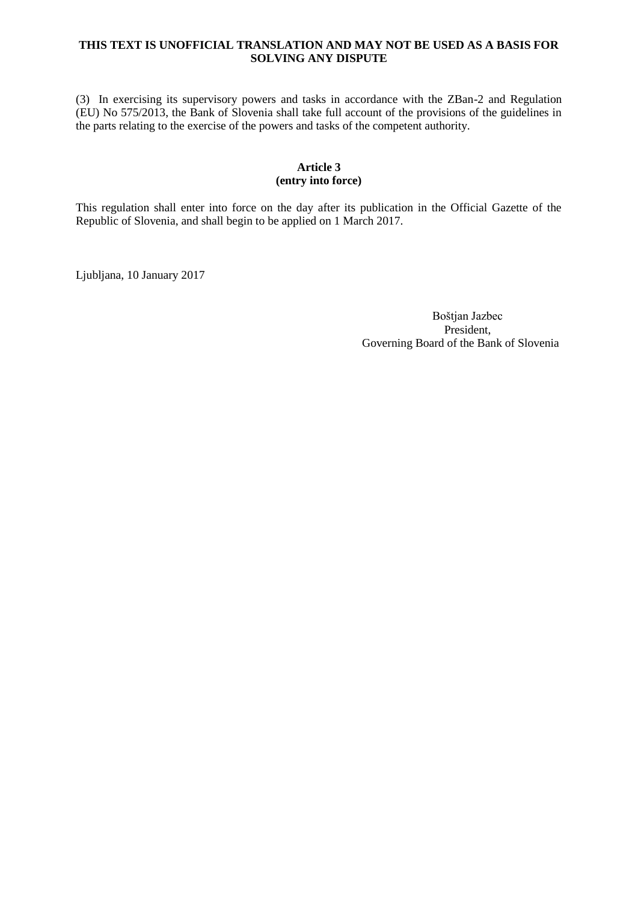**THIS TEXT IS UNOFFICIAL TRANSLATION AND MAY NOT BE USED AS A BASIS FOR SOLVING ANY DISPUTE**

(3) In exercising its supervisory powers and tasks in accordance with the ZBan-2 and Regulation (EU) No 575/2013, the Bank of Slovenia shall take full account of the provisions of the guidelines in the parts relating to the exercise of the powers and tasks of the competent authority.

**Article 3**
**(entry into force)**

This regulation shall enter into force on the day after its publication in the Official Gazette of the Republic of Slovenia, and shall begin to be applied on 1 March 2017.

Ljubljana, 10 January 2017

Boštjan Jazbec
President,
Governing Board of the Bank of Slovenia